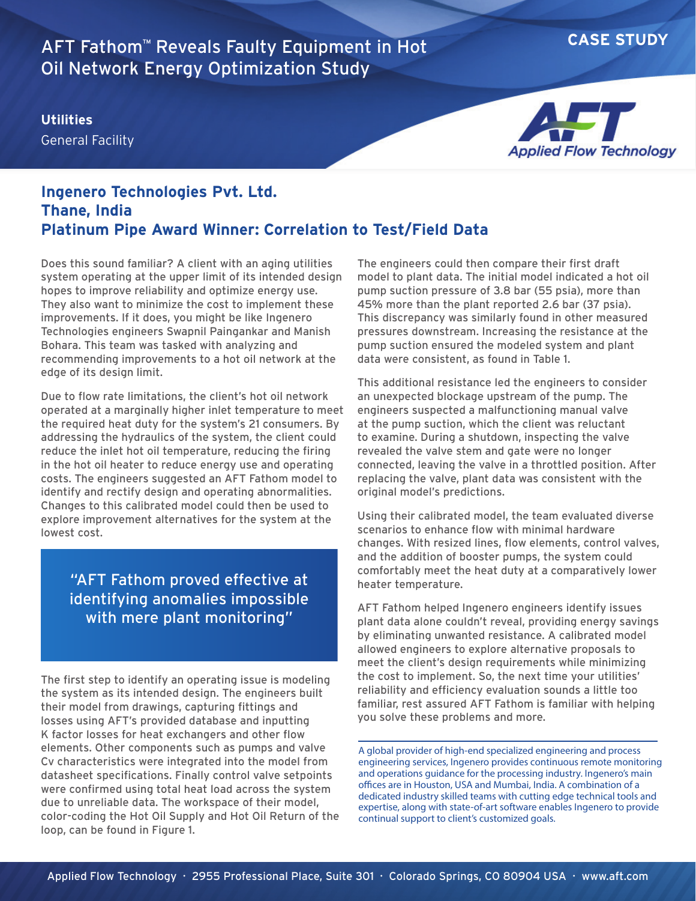# AFT Fathom™ Reveals Faulty Equipment in Hot Oil Network Energy Optimization Study

**CASE STUDY**

**Utilities**

General Facility

## Ingenero Technologies Pvt. Ltd.
## Thane, India
## Platinum Pipe Award Winner: Correlation to Test/Field Data

Does this sound familiar? A client with an aging utilities system operating at the upper limit of its intended design hopes to improve reliability and optimize energy use. They also want to minimize the cost to implement these improvements. If it does, you might be like Ingenero Technologies engineers Swapnil Paingankar and Manish Bohara. This team was tasked with analyzing and recommending improvements to a hot oil network at the edge of its design limit.

Due to flow rate limitations, the client's hot oil network operated at a marginally higher inlet temperature to meet the required heat duty for the system's 21 consumers. By addressing the hydraulics of the system, the client could reduce the inlet hot oil temperature, reducing the firing in the hot oil heater to reduce energy use and operating costs. The engineers suggested an AFT Fathom model to identify and rectify design and operating abnormalities. Changes to this calibrated model could then be used to explore improvement alternatives for the system at the lowest cost.

> "AFT Fathom proved effective at identifying anomalies impossible with mere plant monitoring"

The first step to identify an operating issue is modeling the system as its intended design. The engineers built their model from drawings, capturing fittings and losses using AFT's provided database and inputting K factor losses for heat exchangers and other flow elements. Other components such as pumps and valve Cv characteristics were integrated into the model from datasheet specifications. Finally control valve setpoints were confirmed using total heat load across the system due to unreliable data. The workspace of their model, color-coding the Hot Oil Supply and Hot Oil Return of the loop, can be found in Figure 1.

The engineers could then compare their first draft model to plant data. The initial model indicated a hot oil pump suction pressure of 3.8 bar (55 psia), more than 45% more than the plant reported 2.6 bar (37 psia). This discrepancy was similarly found in other measured pressures downstream. Increasing the resistance at the pump suction ensured the modeled system and plant data were consistent, as found in Table 1.

This additional resistance led the engineers to consider an unexpected blockage upstream of the pump. The engineers suspected a malfunctioning manual valve at the pump suction, which the client was reluctant to examine. During a shutdown, inspecting the valve revealed the valve stem and gate were no longer connected, leaving the valve in a throttled position. After replacing the valve, plant data was consistent with the original model's predictions.

Using their calibrated model, the team evaluated diverse scenarios to enhance flow with minimal hardware changes. With resized lines, flow elements, control valves, and the addition of booster pumps, the system could comfortably meet the heat duty at a comparatively lower heater temperature.

AFT Fathom helped Ingenero engineers identify issues plant data alone couldn't reveal, providing energy savings by eliminating unwanted resistance. A calibrated model allowed engineers to explore alternative proposals to meet the client's design requirements while minimizing the cost to implement. So, the next time your utilities' reliability and efficiency evaluation sounds a little too familiar, rest assured AFT Fathom is familiar with helping you solve these problems and more.

---

A global provider of high-end specialized engineering and process engineering services, Ingenero provides continuous remote monitoring and operations guidance for the processing industry. Ingenero's main offices are in Houston, USA and Mumbai, India. A combination of a dedicated industry skilled teams with cutting edge technical tools and expertise, along with state-of-art software enables Ingenero to provide continual support to client's customized goals.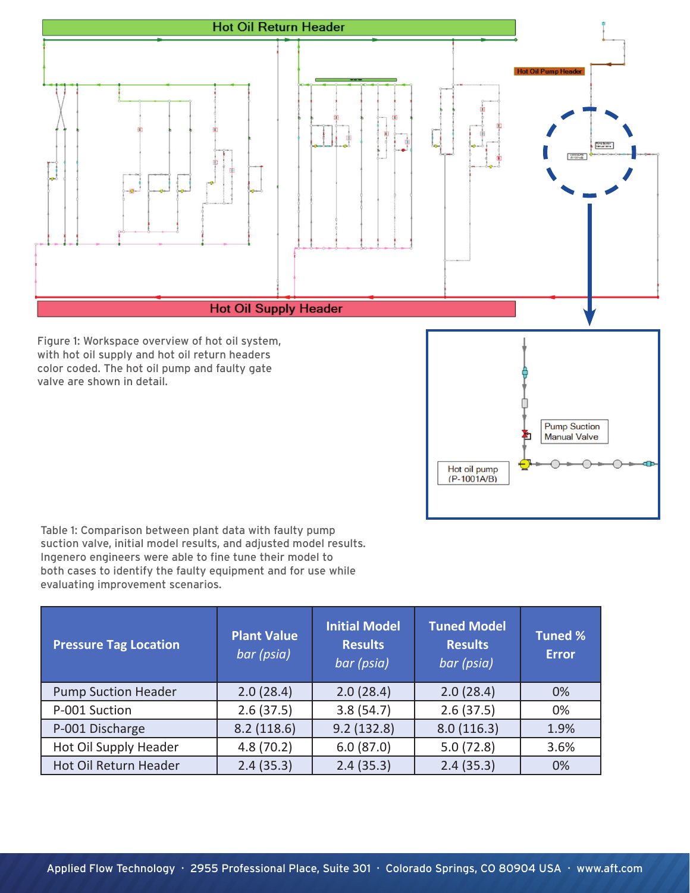Hot Oil Return Header

Hot Oil Pump Header

Hot Oil Supply Header

Pump Suction Manual Valve

Hot oil pump (P-1001A/B)

Figure 1: Workspace overview of hot oil system, with hot oil supply and hot oil return headers color coded. The hot oil pump and faulty gate valve are shown in detail.

Table 1: Comparison between plant data with faulty pump suction valve, initial model results, and adjusted model results. Ingenero engineers were able to fine tune their model to both cases to identify the faulty equipment and for use while evaluating improvement scenarios.

| Pressure Tag Location | Plant Value *bar (psia)* | Initial Model Results *bar (psia)* | Tuned Model Results *bar (psia)* | Tuned % Error |
|---|---|---|---|---|
| Pump Suction Header | 2.0 (28.4) | 2.0 (28.4) | 2.0 (28.4) | 0% |
| P-001 Suction | 2.6 (37.5) | 3.8 (54.7) | 2.6 (37.5) | 0% |
| P-001 Discharge | 8.2 (118.6) | 9.2 (132.8) | 8.0 (116.3) | 1.9% |
| Hot Oil Supply Header | 4.8 (70.2) | 6.0 (87.0) | 5.0 (72.8) | 3.6% |
| Hot Oil Return Header | 2.4 (35.3) | 2.4 (35.3) | 2.4 (35.3) | 0% |

Applied Flow Technology · 2955 Professional Place, Suite 301 · Colorado Springs, CO 80904 USA · www.aft.com